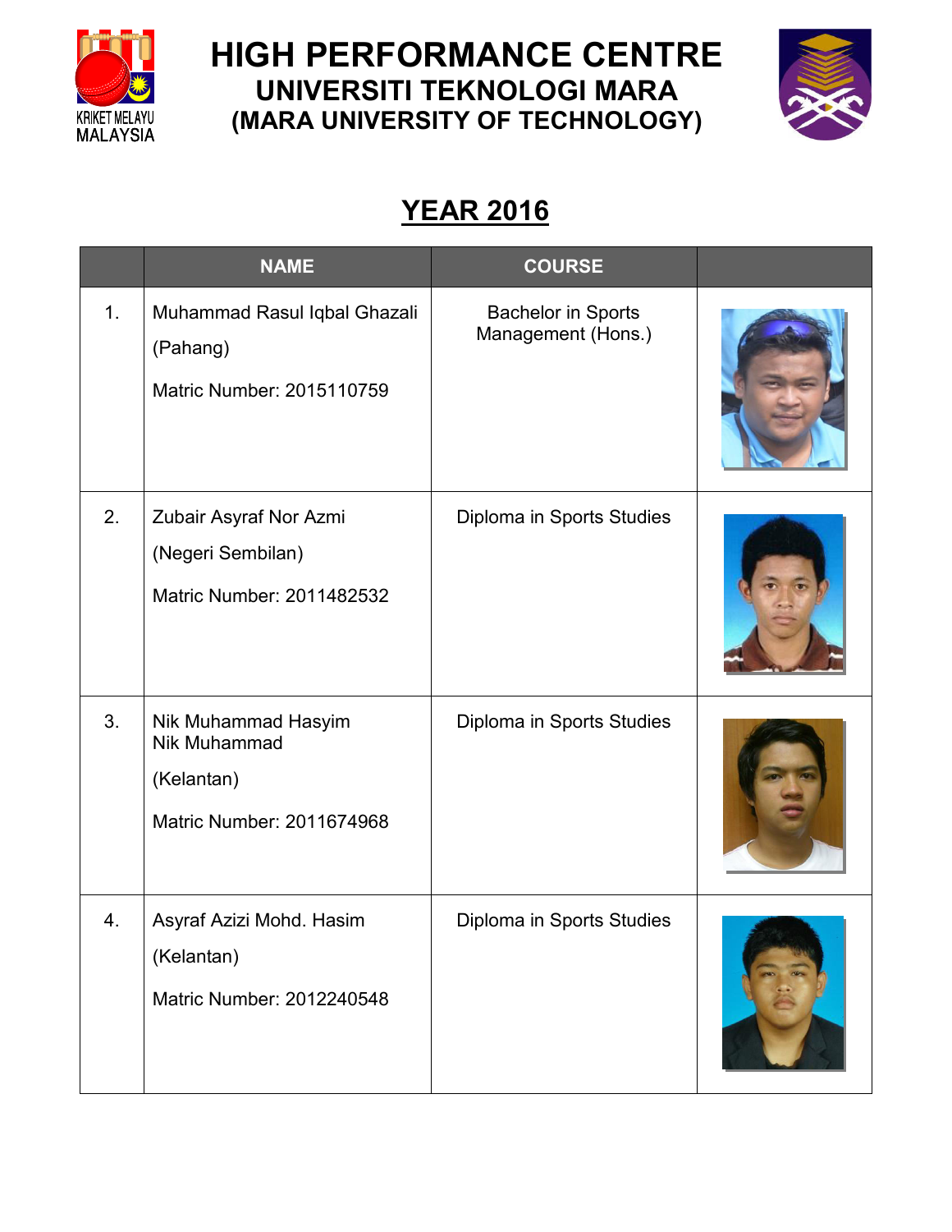# HIGH PERFORMANCE CENTRE
## UNIVERSITI TEKNOLOGI MARA
## (MARA UNIVERSITY OF TECHNOLOGY)

## YEAR 2016

| | NAME | COURSE | |
|---|---|---|---|
| 1. | Muhammad Rasul Iqbal Ghazali<br>(Pahang)<br>Matric Number: 2015110759 | Bachelor in Sports Management (Hons.) | |
| 2. | Zubair Asyraf Nor Azmi<br>(Negeri Sembilan)<br>Matric Number: 2011482532 | Diploma in Sports Studies | |
| 3. | Nik Muhammad Hasyim Nik Muhammad<br>(Kelantan)<br>Matric Number: 2011674968 | Diploma in Sports Studies | |
| 4. | Asyraf Azizi Mohd. Hasim<br>(Kelantan)<br>Matric Number: 2012240548 | Diploma in Sports Studies | |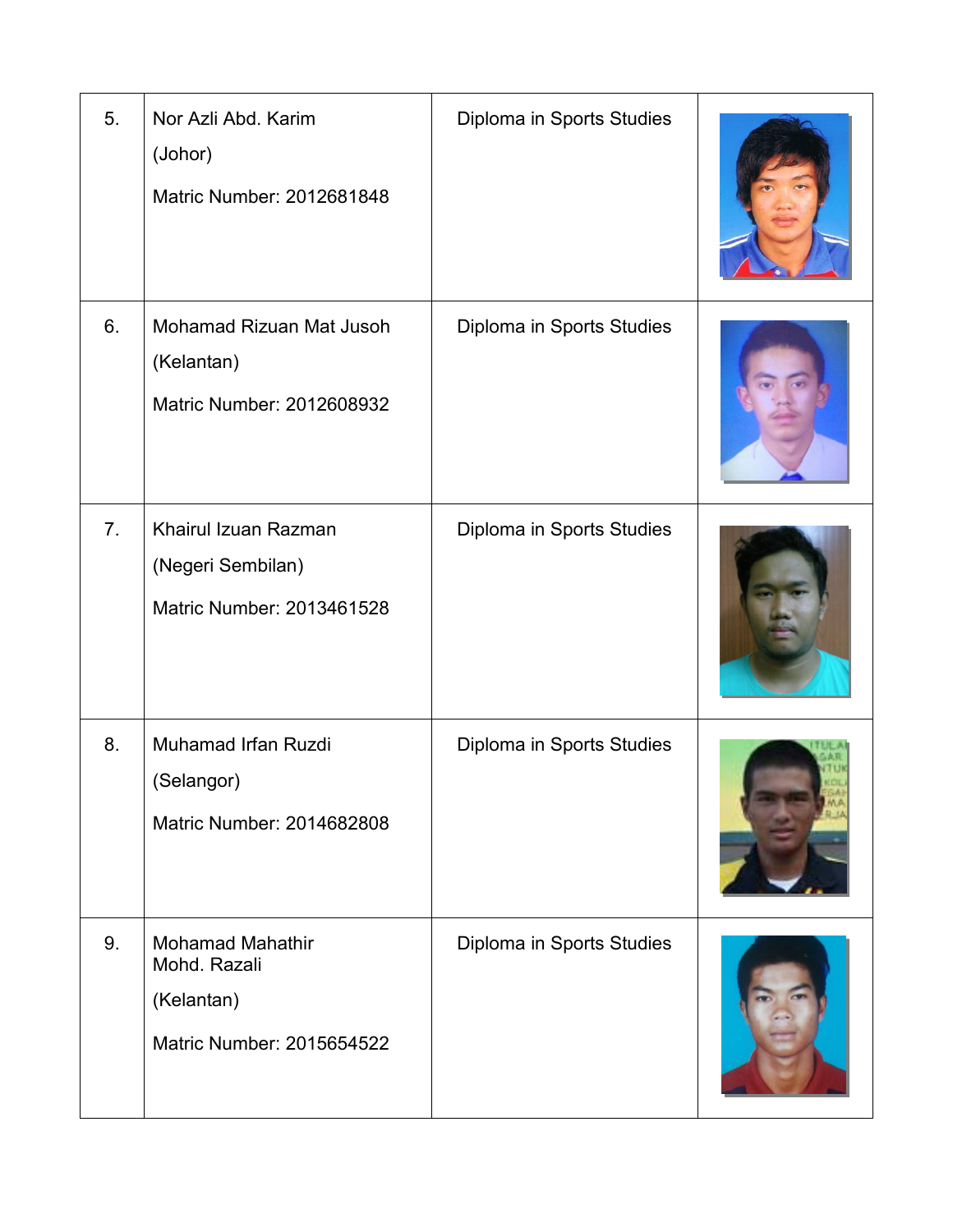| | | | |
|---|---|---|---|
| 5. | Nor Azli Abd. Karim<br>(Johor)<br>Matric Number: 2012681848 | Diploma in Sports Studies | |
| 6. | Mohamad Rizuan Mat Jusoh<br>(Kelantan)<br>Matric Number: 2012608932 | Diploma in Sports Studies | |
| 7. | Khairul Izuan Razman<br>(Negeri Sembilan)<br>Matric Number: 2013461528 | Diploma in Sports Studies | |
| 8. | Muhamad Irfan Ruzdi<br>(Selangor)<br>Matric Number: 2014682808 | Diploma in Sports Studies | |
| 9. | Mohamad Mahathir Mohd. Razali<br>(Kelantan)<br>Matric Number: 2015654522 | Diploma in Sports Studies | |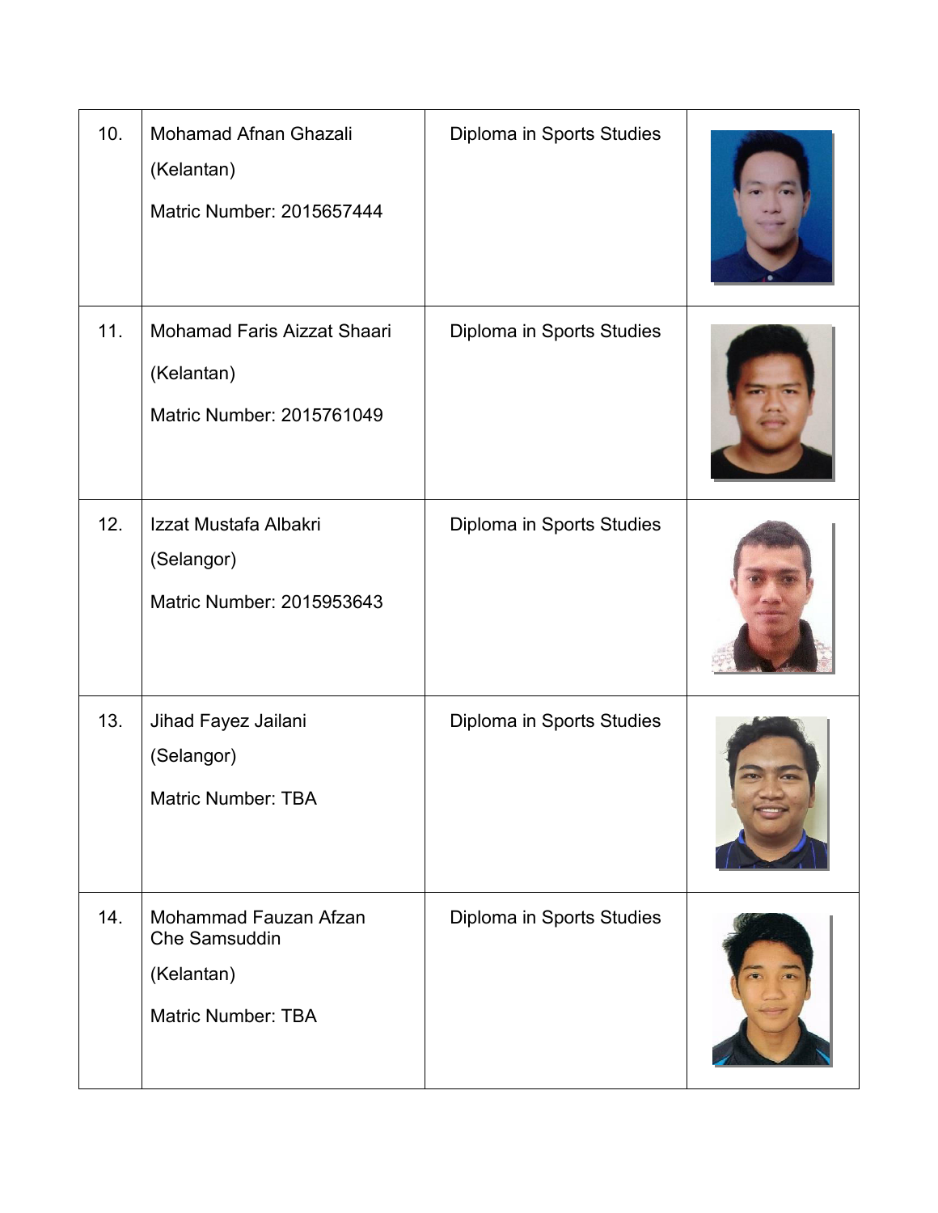| | | | |
|---|---|---|---|
| 10. | Mohamad Afnan Ghazali<br><br>(Kelantan)<br><br>Matric Number: 2015657444 | Diploma in Sports Studies | |
| 11. | Mohamad Faris Aizzat Shaari<br><br>(Kelantan)<br><br>Matric Number: 2015761049 | Diploma in Sports Studies | |
| 12. | Izzat Mustafa Albakri<br><br>(Selangor)<br><br>Matric Number: 2015953643 | Diploma in Sports Studies | |
| 13. | Jihad Fayez Jailani<br><br>(Selangor)<br><br>Matric Number: TBA | Diploma in Sports Studies | |
| 14. | Mohammad Fauzan Afzan Che Samsuddin<br><br>(Kelantan)<br><br>Matric Number: TBA | Diploma in Sports Studies | |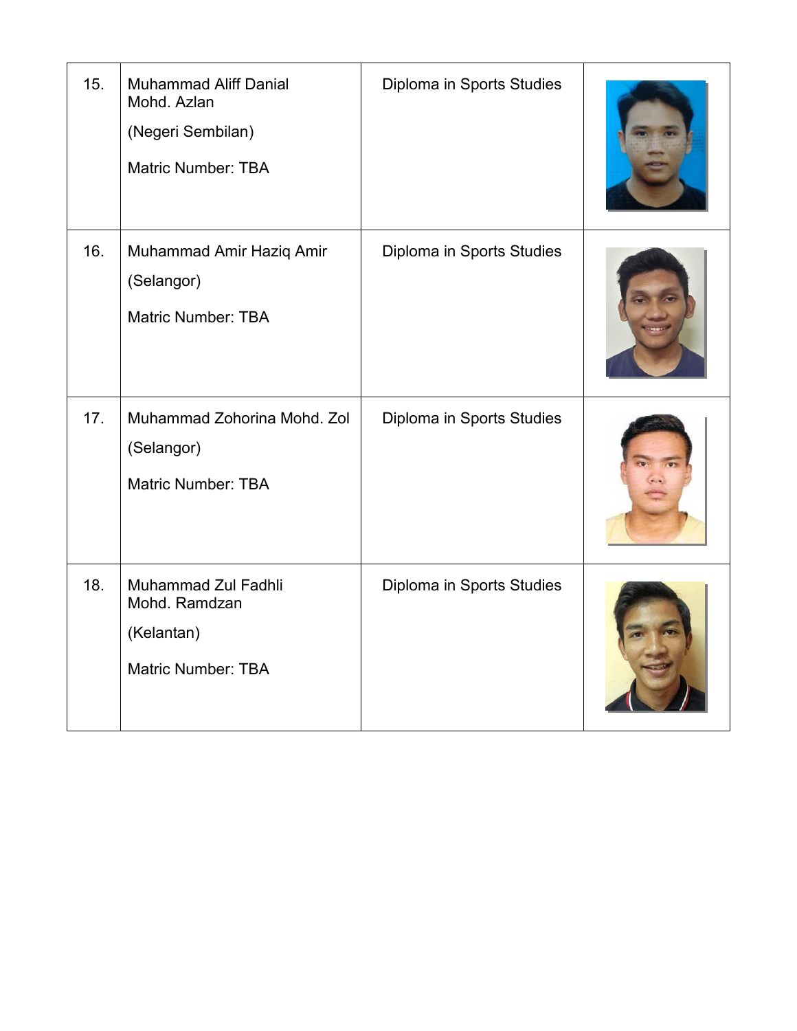| | | | |
|---|---|---|---|
| 15. | Muhammad Aliff Danial Mohd. Azlan<br>(Negeri Sembilan)<br>Matric Number: TBA | Diploma in Sports Studies | |
| 16. | Muhammad Amir Haziq Amir<br>(Selangor)<br>Matric Number: TBA | Diploma in Sports Studies | |
| 17. | Muhammad Zohorina Mohd. Zol<br>(Selangor)<br>Matric Number: TBA | Diploma in Sports Studies | |
| 18. | Muhammad Zul Fadhli Mohd. Ramdzan<br>(Kelantan)<br>Matric Number: TBA | Diploma in Sports Studies | |